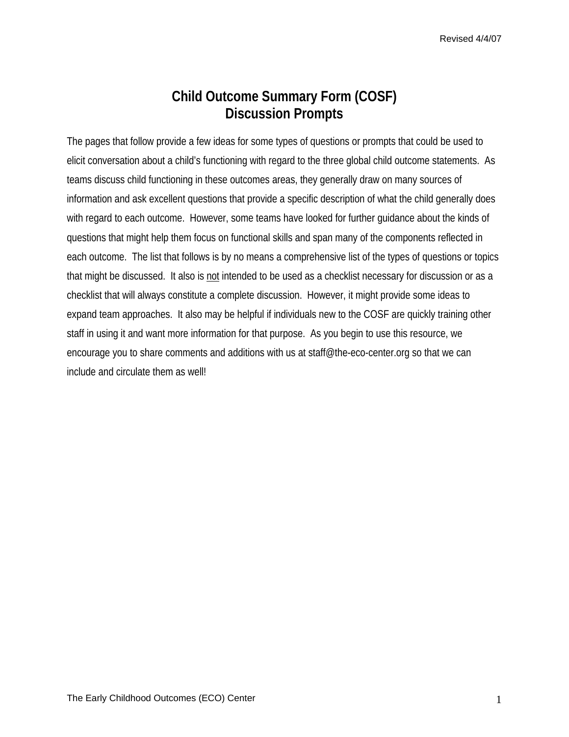# Child Outcome Summary Form (COSF)
# Discussion Prompts

The pages that follow provide a few ideas for some types of questions or prompts that could be used to elicit conversation about a child's functioning with regard to the three global child outcome statements. As teams discuss child functioning in these outcomes areas, they generally draw on many sources of information and ask excellent questions that provide a specific description of what the child generally does with regard to each outcome. However, some teams have looked for further guidance about the kinds of questions that might help them focus on functional skills and span many of the components reflected in each outcome. The list that follows is by no means a comprehensive list of the types of questions or topics that might be discussed. It also is <u>not</u> intended to be used as a checklist necessary for discussion or as a checklist that will always constitute a complete discussion. However, it might provide some ideas to expand team approaches. It also may be helpful if individuals new to the COSF are quickly training other staff in using it and want more information for that purpose. As you begin to use this resource, we encourage you to share comments and additions with us at staff@the-eco-center.org so that we can include and circulate them as well!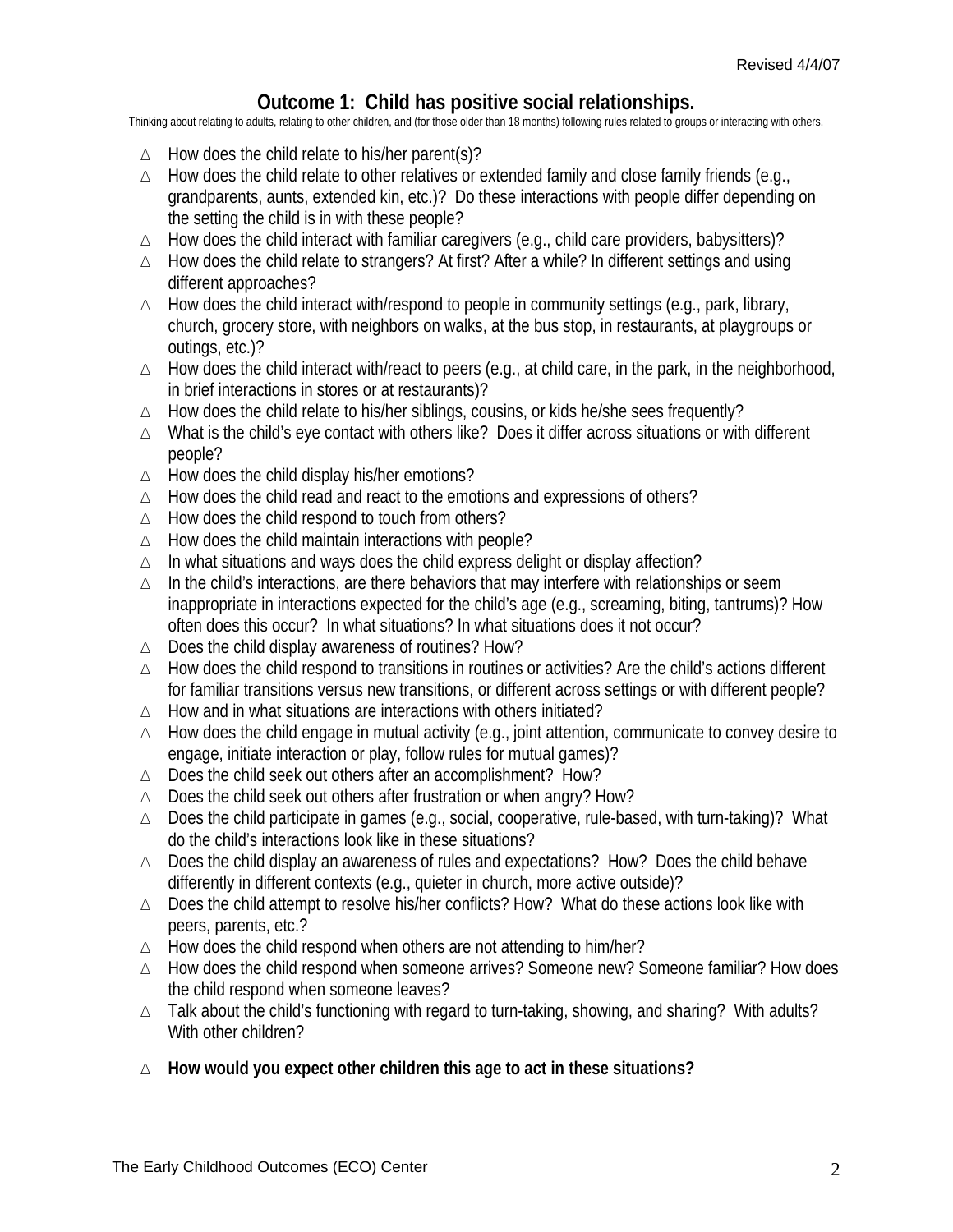# Outcome 1: Child has positive social relationships.

Thinking about relating to adults, relating to other children, and (for those older than 18 months) following rules related to groups or interacting with others.

- How does the child relate to his/her parent(s)?
- How does the child relate to other relatives or extended family and close family friends (e.g., grandparents, aunts, extended kin, etc.)? Do these interactions with people differ depending on the setting the child is in with these people?
- How does the child interact with familiar caregivers (e.g., child care providers, babysitters)?
- How does the child relate to strangers? At first? After a while? In different settings and using different approaches?
- How does the child interact with/respond to people in community settings (e.g., park, library, church, grocery store, with neighbors on walks, at the bus stop, in restaurants, at playgroups or outings, etc.)?
- How does the child interact with/react to peers (e.g., at child care, in the park, in the neighborhood, in brief interactions in stores or at restaurants)?
- How does the child relate to his/her siblings, cousins, or kids he/she sees frequently?
- What is the child's eye contact with others like? Does it differ across situations or with different people?
- How does the child display his/her emotions?
- How does the child read and react to the emotions and expressions of others?
- How does the child respond to touch from others?
- How does the child maintain interactions with people?
- In what situations and ways does the child express delight or display affection?
- In the child's interactions, are there behaviors that may interfere with relationships or seem inappropriate in interactions expected for the child's age (e.g., screaming, biting, tantrums)? How often does this occur? In what situations? In what situations does it not occur?
- Does the child display awareness of routines? How?
- How does the child respond to transitions in routines or activities? Are the child's actions different for familiar transitions versus new transitions, or different across settings or with different people?
- How and in what situations are interactions with others initiated?
- How does the child engage in mutual activity (e.g., joint attention, communicate to convey desire to engage, initiate interaction or play, follow rules for mutual games)?
- Does the child seek out others after an accomplishment? How?
- Does the child seek out others after frustration or when angry? How?
- Does the child participate in games (e.g., social, cooperative, rule-based, with turn-taking)? What do the child's interactions look like in these situations?
- Does the child display an awareness of rules and expectations? How? Does the child behave differently in different contexts (e.g., quieter in church, more active outside)?
- Does the child attempt to resolve his/her conflicts? How? What do these actions look like with peers, parents, etc.?
- How does the child respond when others are not attending to him/her?
- How does the child respond when someone arrives? Someone new? Someone familiar? How does the child respond when someone leaves?
- Talk about the child's functioning with regard to turn-taking, showing, and sharing? With adults? With other children?

- **How would you expect other children this age to act in these situations?**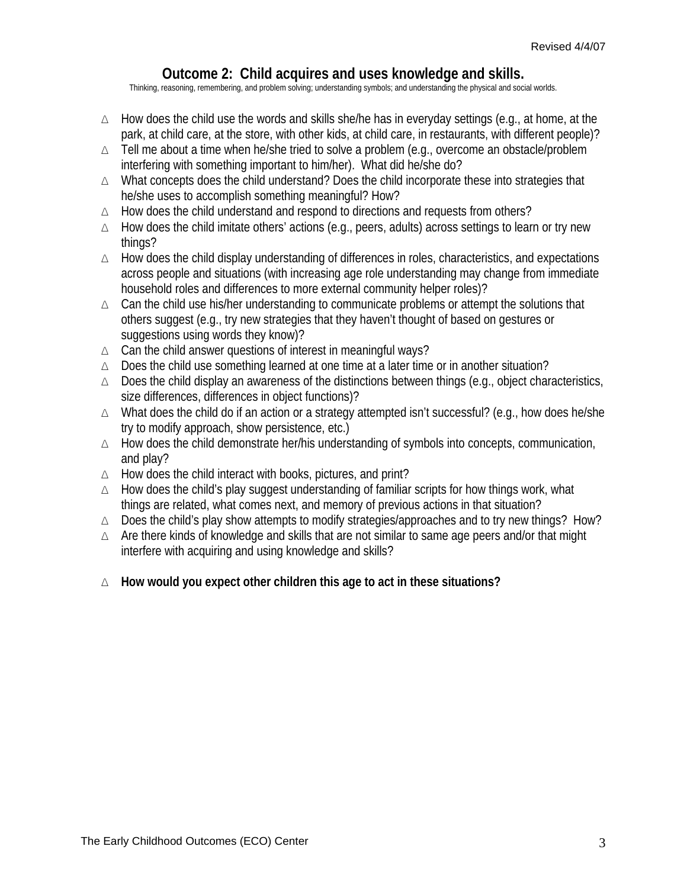# Outcome 2: Child acquires and uses knowledge and skills.

Thinking, reasoning, remembering, and problem solving; understanding symbols; and understanding the physical and social worlds.

- How does the child use the words and skills she/he has in everyday settings (e.g., at home, at the park, at child care, at the store, with other kids, at child care, in restaurants, with different people)?
- Tell me about a time when he/she tried to solve a problem (e.g., overcome an obstacle/problem interfering with something important to him/her). What did he/she do?
- What concepts does the child understand? Does the child incorporate these into strategies that he/she uses to accomplish something meaningful? How?
- How does the child understand and respond to directions and requests from others?
- How does the child imitate others' actions (e.g., peers, adults) across settings to learn or try new things?
- How does the child display understanding of differences in roles, characteristics, and expectations across people and situations (with increasing age role understanding may change from immediate household roles and differences to more external community helper roles)?
- Can the child use his/her understanding to communicate problems or attempt the solutions that others suggest (e.g., try new strategies that they haven't thought of based on gestures or suggestions using words they know)?
- Can the child answer questions of interest in meaningful ways?
- Does the child use something learned at one time at a later time or in another situation?
- Does the child display an awareness of the distinctions between things (e.g., object characteristics, size differences, differences in object functions)?
- What does the child do if an action or a strategy attempted isn't successful? (e.g., how does he/she try to modify approach, show persistence, etc.)
- How does the child demonstrate her/his understanding of symbols into concepts, communication, and play?
- How does the child interact with books, pictures, and print?
- How does the child's play suggest understanding of familiar scripts for how things work, what things are related, what comes next, and memory of previous actions in that situation?
- Does the child's play show attempts to modify strategies/approaches and to try new things? How?
- Are there kinds of knowledge and skills that are not similar to same age peers and/or that might interfere with acquiring and using knowledge and skills?

- **How would you expect other children this age to act in these situations?**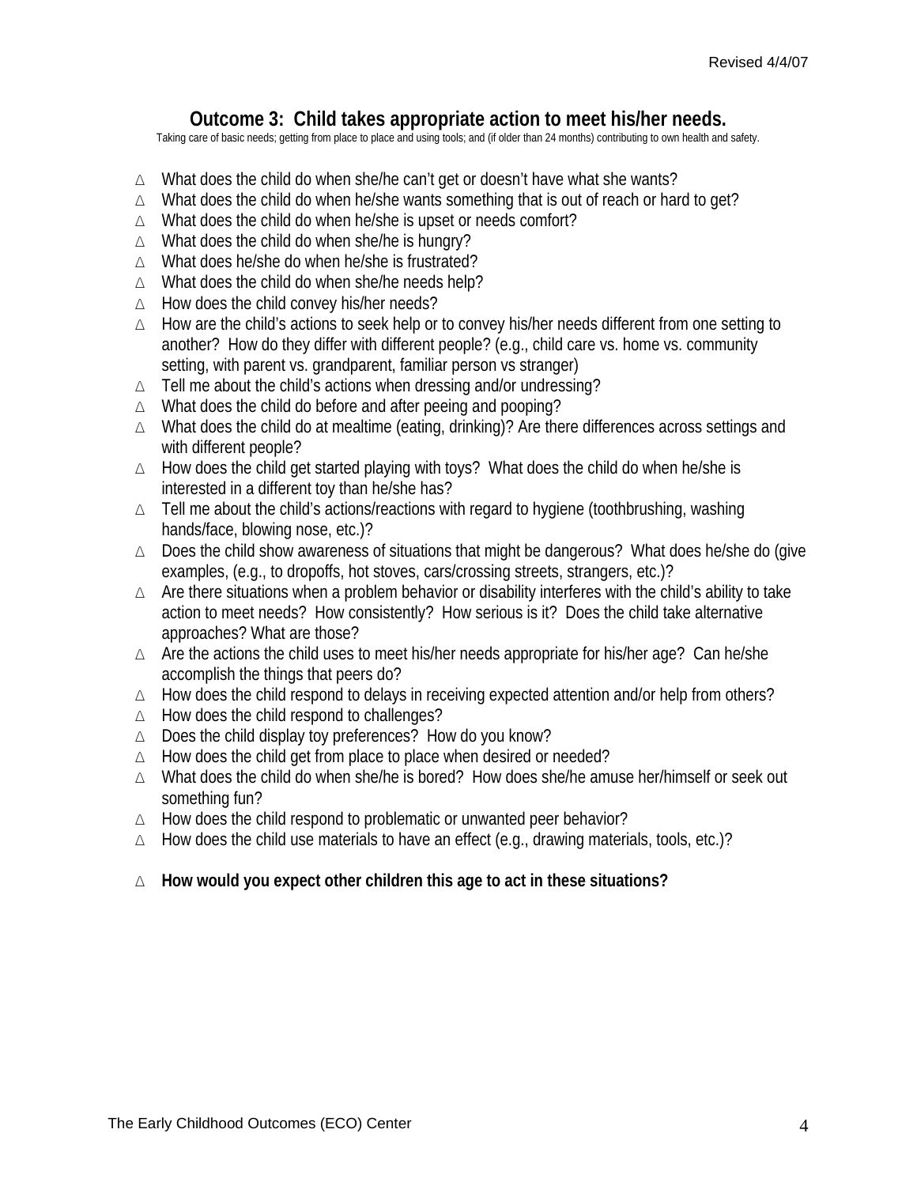## Outcome 3: Child takes appropriate action to meet his/her needs.

Taking care of basic needs; getting from place to place and using tools; and (if older than 24 months) contributing to own health and safety.

- What does the child do when she/he can't get or doesn't have what she wants?
- What does the child do when he/she wants something that is out of reach or hard to get?
- What does the child do when he/she is upset or needs comfort?
- What does the child do when she/he is hungry?
- What does he/she do when he/she is frustrated?
- What does the child do when she/he needs help?
- How does the child convey his/her needs?
- How are the child's actions to seek help or to convey his/her needs different from one setting to another? How do they differ with different people? (e.g., child care vs. home vs. community setting, with parent vs. grandparent, familiar person vs stranger)
- Tell me about the child's actions when dressing and/or undressing?
- What does the child do before and after peeing and pooping?
- What does the child do at mealtime (eating, drinking)? Are there differences across settings and with different people?
- How does the child get started playing with toys? What does the child do when he/she is interested in a different toy than he/she has?
- Tell me about the child's actions/reactions with regard to hygiene (toothbrushing, washing hands/face, blowing nose, etc.)?
- Does the child show awareness of situations that might be dangerous? What does he/she do (give examples, (e.g., to dropoffs, hot stoves, cars/crossing streets, strangers, etc.)?
- Are there situations when a problem behavior or disability interferes with the child's ability to take action to meet needs? How consistently? How serious is it? Does the child take alternative approaches? What are those?
- Are the actions the child uses to meet his/her needs appropriate for his/her age? Can he/she accomplish the things that peers do?
- How does the child respond to delays in receiving expected attention and/or help from others?
- How does the child respond to challenges?
- Does the child display toy preferences? How do you know?
- How does the child get from place to place when desired or needed?
- What does the child do when she/he is bored? How does she/he amuse her/himself or seek out something fun?
- How does the child respond to problematic or unwanted peer behavior?
- How does the child use materials to have an effect (e.g., drawing materials, tools, etc.)?

- **How would you expect other children this age to act in these situations?**